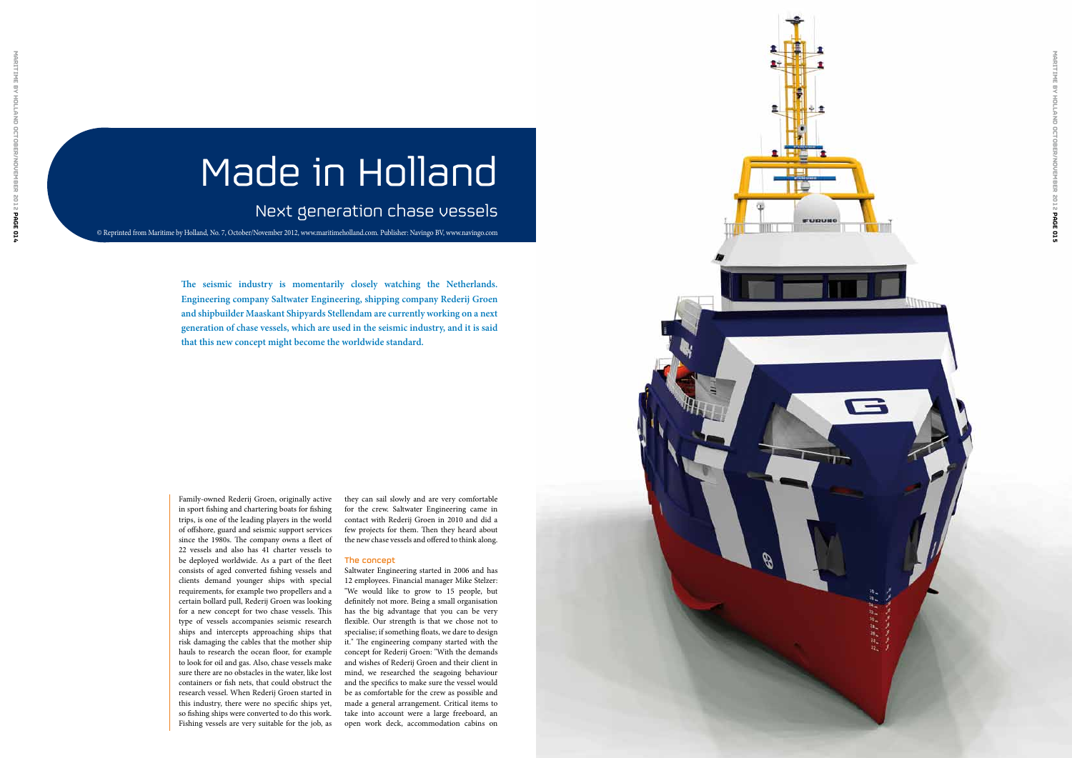# Made in Holland

## Next generation chase vessels

© Reprinted from Maritime by Holland, No. 7, October/November 2012, www.maritimeholland.com. Publisher: Navingo BV, www.navingo.com

**The seismic industry is momentarily closely watching the Netherlands. Engineering company Saltwater Engineering, shipping company Rederij Groen and shipbuilder Maaskant Shipyards Stellendam are currently working on a next generation of chase vessels, which are used in the seismic industry, and it is said that this new concept might become the worldwide standard.**

Family-owned Rederij Groen, originally active in sport fishing and chartering boats for fishing trips, is one of the leading players in the world of offshore, guard and seismic support services since the 1980s. The company owns a fleet of 22 vessels and also has 41 charter vessels to be deployed worldwide. As a part of the fleet consists of aged converted fishing vessels and clients demand younger ships with special requirements, for example two propellers and a certain bollard pull, Rederij Groen was looking for a new concept for two chase vessels. This type of vessels accompanies seismic research ships and intercepts approaching ships that risk damaging the cables that the mother ship hauls to research the ocean floor, for example to look for oil and gas. Also, chase vessels make sure there are no obstacles in the water, like lost containers or fish nets, that could obstruct the research vessel. When Rederij Groen started in this industry, there were no specific ships yet, so fishing ships were converted to do this work. Fishing vessels are very suitable for the job, as they can sail slowly and are very comfortable for the crew. Saltwater Engineering came in contact with Rederij Groen in 2010 and did a few projects for them. Then they heard about the new chase vessels and offered to think along.

### The concept

Saltwater Engineering started in 2006 and has 12 employees. Financial manager Mike Stelzer: "We would like to grow to 15 people, but definitely not more. Being a small organisation has the big advantage that you can be very flexible. Our strength is that we chose not to specialise; if something floats, we dare to design it." The engineering company started with the concept for Rederij Groen: "With the demands and wishes of Rederij Groen and their client in mind, we researched the seagoing behaviour and the specifics to make sure the vessel would be as comfortable for the crew as possible and made a general arrangement. Critical items to take into account were a large freeboard, an open work deck, accommodation cabins on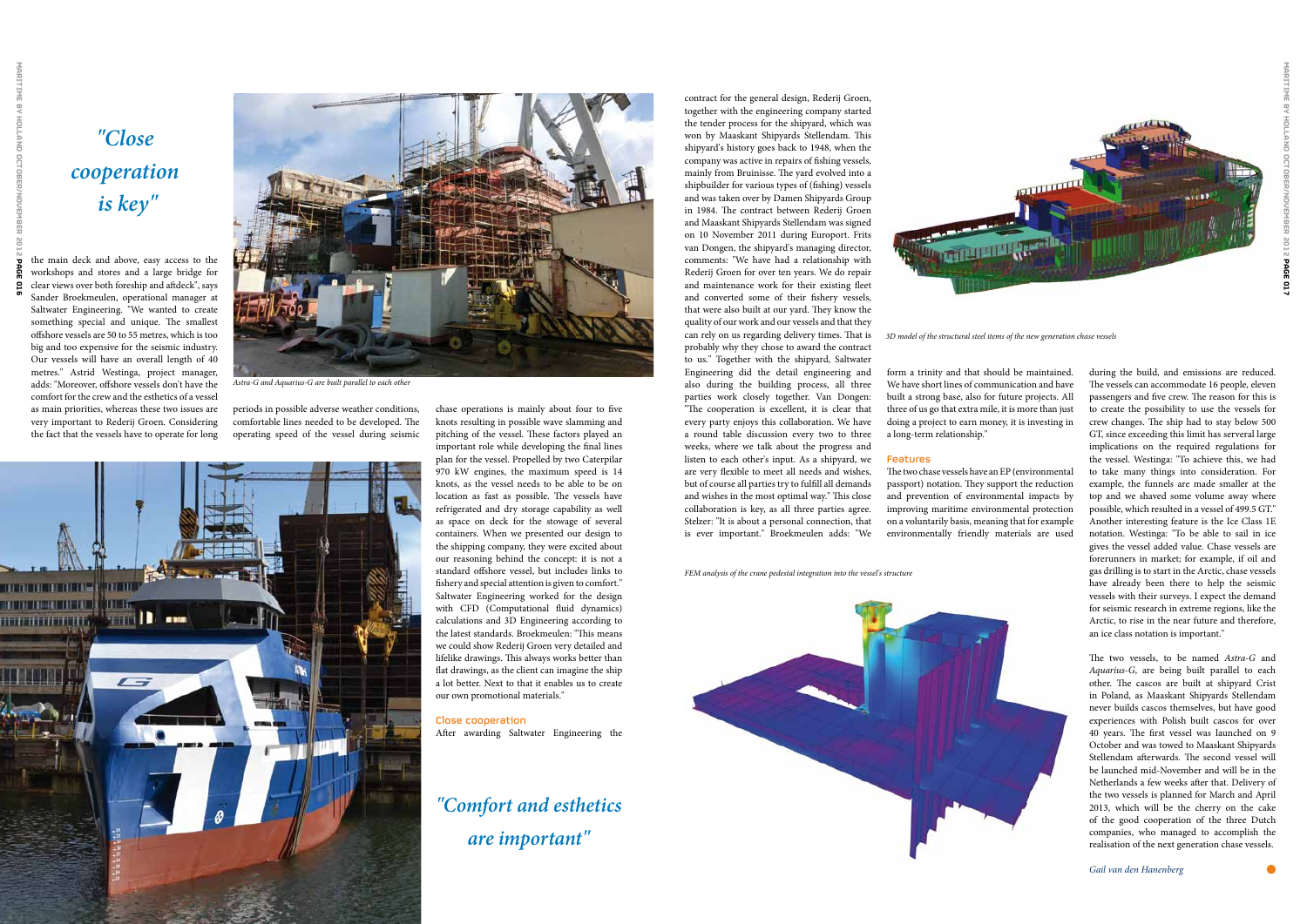*"Close cooperation is key"*

the main deck and above, easy access to the workshops and stores and a large bridge for clear views over both foreship and aftdeck", says Sander Broekmeulen, operational manager at Saltwater Engineering. "We wanted to create something special and unique. The smallest offshore vessels are 50 to 55 metres, which is too big and too expensive for the seismic industry. Our vessels will have an overall length of 40 metres." Astrid Westinga, project manager, adds: "Moreover, offshore vessels don't have the comfort for the crew and the esthetics of a vessel as main priorities, whereas these two issues are very important to Rederij Groen. Considering the fact that the vessels have to operate for long periods in possible adverse weather conditions, comfortable lines needed to be developed. The operating speed of the vessel during seismic chase operations is mainly about four to five knots resulting in possible wave slamming and pitching of the vessel. These factors played an important role while developing the final lines plan for the vessel. Propelled by two Caterpillar 970 kW engines, the maximum speed is 14 knots, as the vessel needs to be able to be on location as fast as possible. The vessels have refrigerated and dry storage capability as well as space on deck for the stowage of several containers. When we presented our design to the shipping company, they were excited about our reasoning behind the concept: it is not a standard offshore vessel, but includes links to fishery and special attention is given to comfort." Saltwater Engineering worked for the design with CFD (Computational fluid dynamics) calculations and 3D Engineering according to the latest standards. Broekmeulen: "This means we could show Rederij Groen very detailed and lifelike drawings. This always works better than flat drawings, as the client can imagine the ship a lot better. Next to that it enables us to create our own promotional materials."

Astra-G and Aquarius-G are built parallel to each other

## Close cooperation

After awarding Saltwater Engineering the contract for the general design, Rederij Groen, together with the engineering company started the tender process for the shipyard, which was won by Maaskant Shipyards Stellendam. This shipyard's history goes back to 1948, when the company was active in repairs of fishing vessels, mainly from Bruinisse. The yard evolved into a shipbuilder for various types of (fishing) vessels and was taken over by Damen Shipyards Group in 1984. The contract between Rederij Groen and Maaskant Shipyards Stellendam was signed on 10 November 2011 during Europort. Frits van Dongen, the shipyard's managing director, comments: "We have had a relationship with Rederij Groen for over ten years. We do repair and maintenance work for their existing fleet and converted some of their fishery vessels, that were also built at our yard. They know the quality of our work and our vessels and that they can rely on us regarding delivery times. That is probably why they chose to award the contract to us." Together with the shipyard, Saltwater Engineering did the detail engineering and also during the building process, all three parties work closely together. Van Dongen: "The cooperation is excellent, it is clear that every party enjoys this collaboration. We have a round table discussion every two to three weeks, where we talk about the progress and listen to each other's input. As a shipyard, we are very flexible to meet all needs and wishes, but of course all parties try to fulfill all demands and wishes in the most optimal way." This close collaboration is key, as all three parties agree. Stelzer: "It is about a personal connection, that is ever important." Broekmeulen adds: "We form a trinity and that should be maintained. We have short lines of communication and have built a strong base, also for future projects. All three of us go that extra mile, it is more than just doing a project to earn money, it is investing in a long-term relationship."

*"Comfort and esthetics are important"*

3D model of the structural steel items of the new generation chase vessels

## Features

The two chase vessels have an EP (environmental passport) notation. They support the reduction and prevention of environmental impacts by improving maritime environmental protection on a voluntarily basis, meaning that for example environmentally friendly materials are used during the build, and emissions are reduced. The vessels can accommodate 16 people, eleven passengers and five crew. The reason for this is to create the possibility to use the vessels for crew changes. The ship had to stay below 500 GT, since exceeding this limit has serveral large implications on the required regulations for the vessel. Westinga: "To achieve this, we had to take many things into consideration. For example, the funnels are made smaller at the top and we shaved some volume away where possible, which resulted in a vessel of 499.5 GT." Another interesting feature is the Ice Class 1E notation. Westinga: "To be able to sail in ice gives the vessel added value. Chase vessels are forerunners in market; for example, if oil and gas drilling is to start in the Arctic, chase vessels have already been there to help the seismic vessels with their surveys. I expect the demand for seismic research in extreme regions, like the Arctic, to rise in the near future and therefore, an ice class notation is important."

FEM analysis of the crane pedestal integration into the vessel's structure

The two vessels, to be named *Astra-G* and *Aquarius-G*, are being built parallel to each other. The cascos are built at shipyard Crist in Poland, as Maaskant Shipyards Stellendam never builds cascos themselves, but have good experiences with Polish built cascos for over 40 years. The first vessel was launched on 9 October and was towed to Maaskant Shipyards Stellendam afterwards. The second vessel will be launched mid-November and will be in the Netherlands a few weeks after that. Delivery of the two vessels is planned for March and April 2013, which will be the cherry on the cake of the good cooperation of the three Dutch companies, who managed to accomplish the realisation of the next generation chase vessels.

*Gail van den Hanenberg*